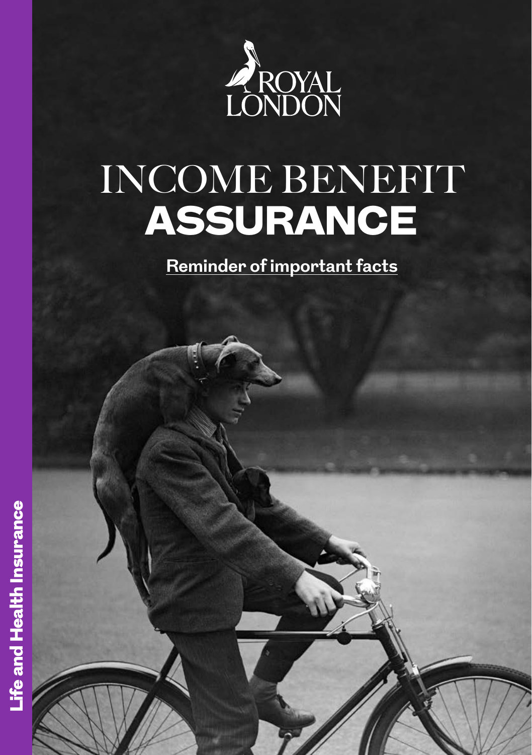ROYAL LONDON

# INCOME BENEFIT **ASSURANCE**

**Reminder of important facts**

**Life and Health Insurance**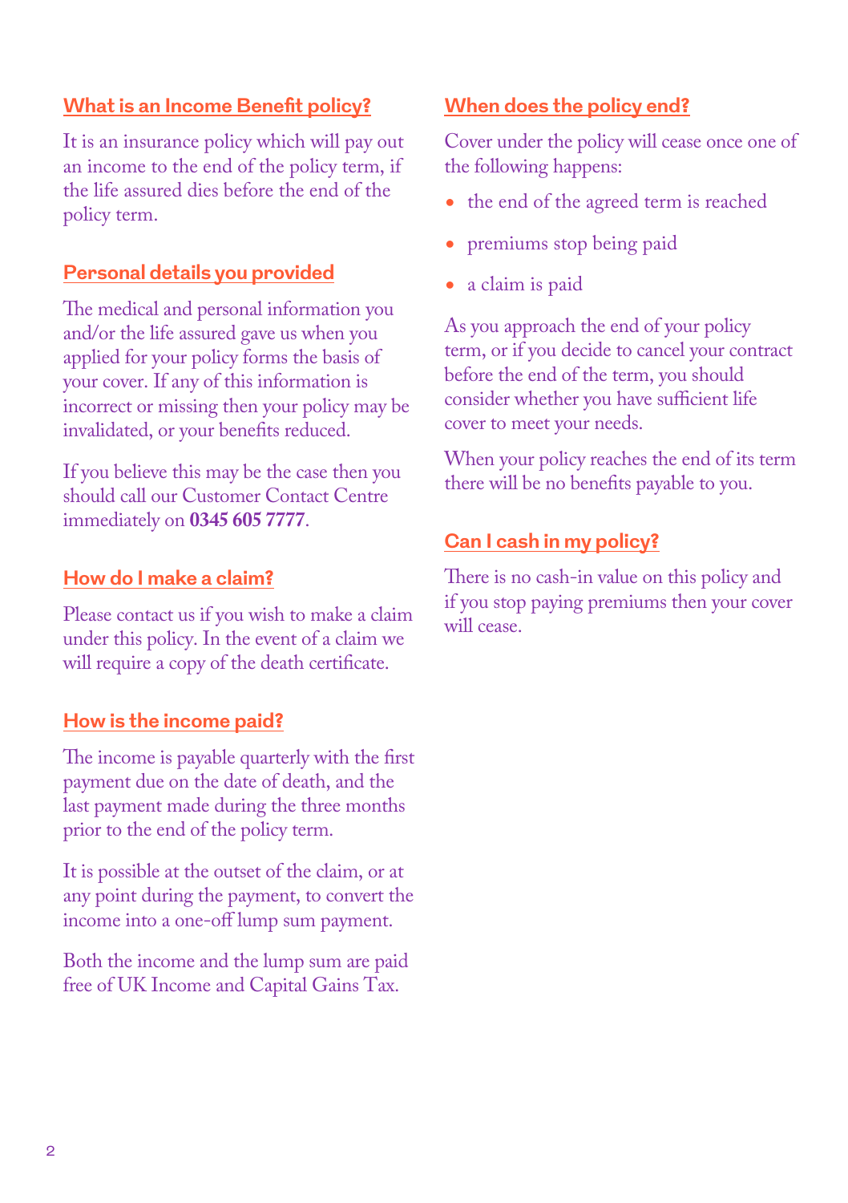## What is an Income Benefit policy?

It is an insurance policy which will pay out an income to the end of the policy term, if the life assured dies before the end of the policy term.

## Personal details you provided

The medical and personal information you and/or the life assured gave us when you applied for your policy forms the basis of your cover. If any of this information is incorrect or missing then your policy may be invalidated, or your benefits reduced.

If you believe this may be the case then you should call our Customer Contact Centre immediately on **0345 605 7777**.

## How do I make a claim?

Please contact us if you wish to make a claim under this policy. In the event of a claim we will require a copy of the death certificate.

## How is the income paid?

The income is payable quarterly with the first payment due on the date of death, and the last payment made during the three months prior to the end of the policy term.

It is possible at the outset of the claim, or at any point during the payment, to convert the income into a one-off lump sum payment.

Both the income and the lump sum are paid free of UK Income and Capital Gains Tax.

## When does the policy end?

Cover under the policy will cease once one of the following happens:

- the end of the agreed term is reached
- premiums stop being paid
- a claim is paid

As you approach the end of your policy term, or if you decide to cancel your contract before the end of the term, you should consider whether you have sufficient life cover to meet your needs.

When your policy reaches the end of its term there will be no benefits payable to you.

## Can I cash in my policy?

There is no cash-in value on this policy and if you stop paying premiums then your cover will cease.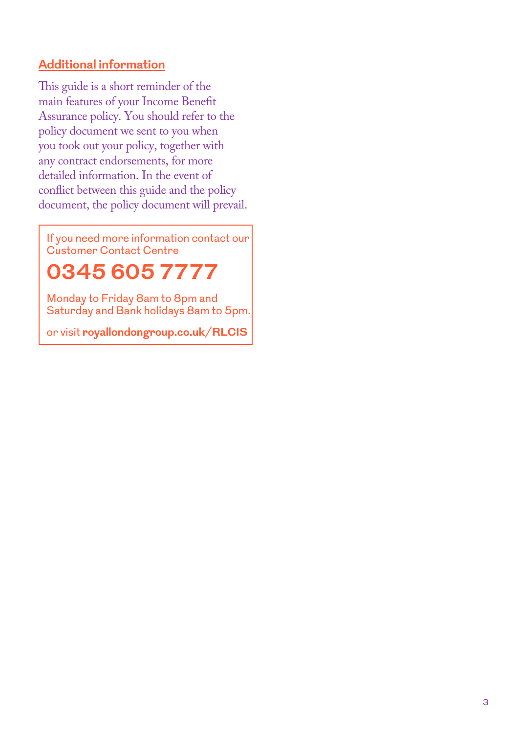## Additional information

This guide is a short reminder of the main features of your Income Benefit Assurance policy. You should refer to the policy document we sent to you when you took out your policy, together with any contract endorsements, for more detailed information. In the event of conflict between this guide and the policy document, the policy document will prevail.

If you need more information contact our Customer Contact Centre

## 0345 605 7777

Monday to Friday 8am to 8pm and Saturday and Bank holidays 8am to 5pm.

or visit **royallondongroup.co.uk/RLCIS**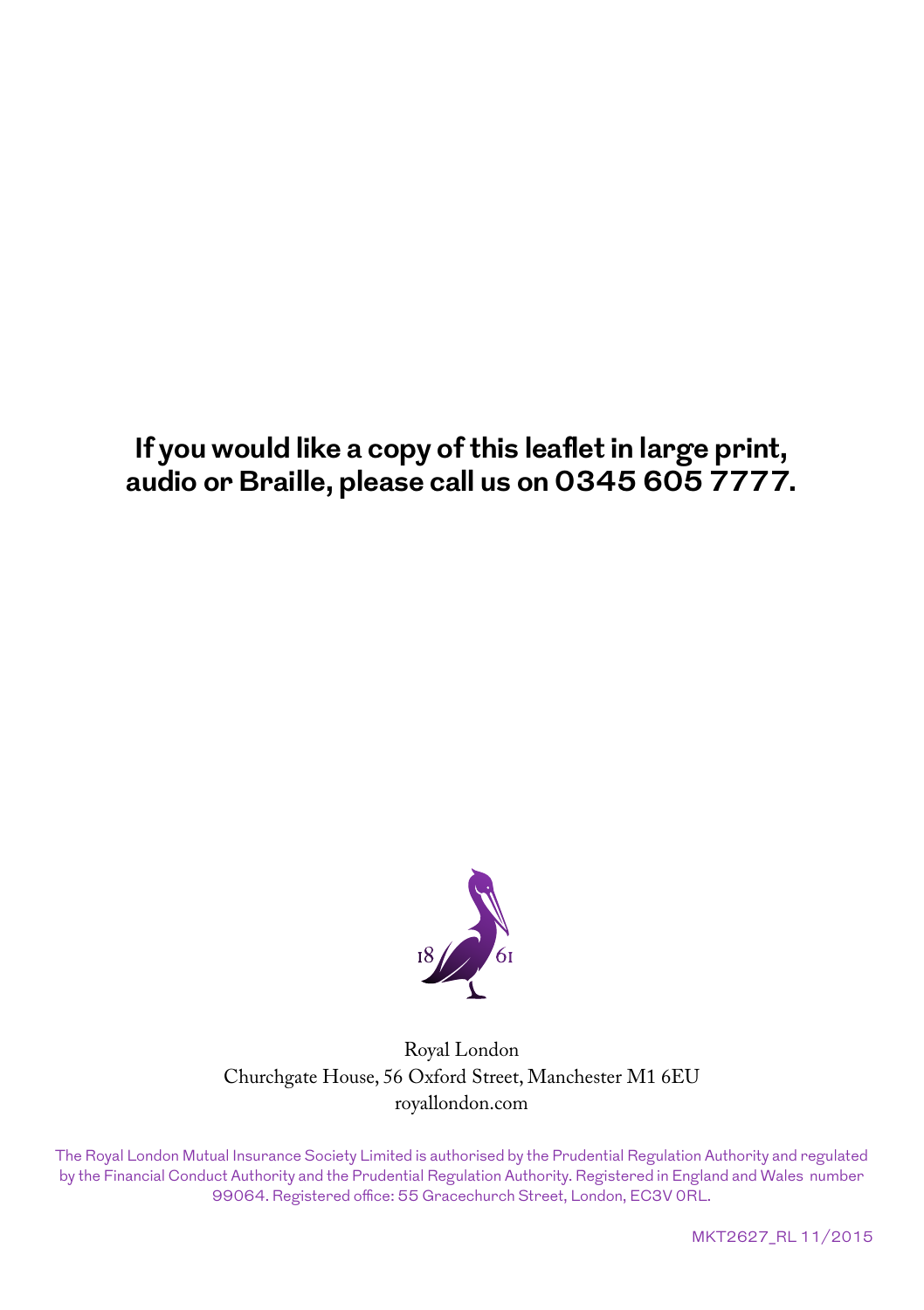**If you would like a copy of this leaflet in large print, audio or Braille, please call us on 0345 605 7777.**

18 61

Royal London
Churchgate House, 56 Oxford Street, Manchester M1 6EU
royallondon.com

The Royal London Mutual Insurance Society Limited is authorised by the Prudential Regulation Authority and regulated by the Financial Conduct Authority and the Prudential Regulation Authority. Registered in England and Wales number 99064. Registered office: 55 Gracechurch Street, London, EC3V 0RL.

MKT2627_RL 11/2015